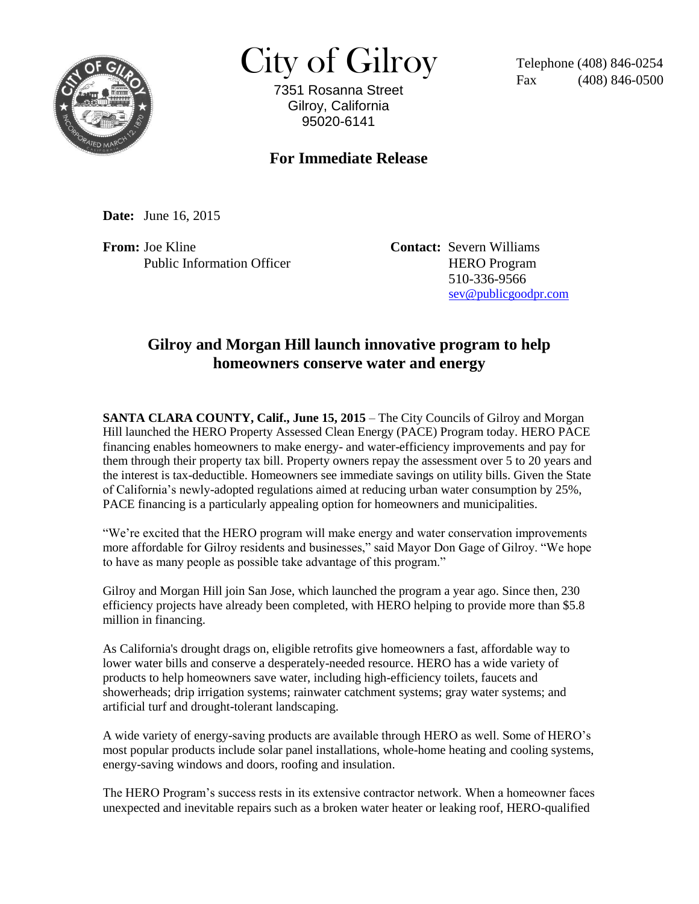# City of Gilroy

7351 Rosanna Street
Gilroy, California
95020-6141

Telephone (408) 846-0254
Fax (408) 846-0500

## For Immediate Release

**Date:** June 16, 2015

**From:** Joe Kline
Public Information Officer

**Contact:** Severn Williams
HERO Program
510-336-9566
sev@publicgoodpr.com

## Gilroy and Morgan Hill launch innovative program to help homeowners conserve water and energy

**SANTA CLARA COUNTY, Calif., June 15, 2015** – The City Councils of Gilroy and Morgan Hill launched the HERO Property Assessed Clean Energy (PACE) Program today. HERO PACE financing enables homeowners to make energy- and water-efficiency improvements and pay for them through their property tax bill. Property owners repay the assessment over 5 to 20 years and the interest is tax-deductible. Homeowners see immediate savings on utility bills. Given the State of California's newly-adopted regulations aimed at reducing urban water consumption by 25%, PACE financing is a particularly appealing option for homeowners and municipalities.

"We're excited that the HERO program will make energy and water conservation improvements more affordable for Gilroy residents and businesses," said Mayor Don Gage of Gilroy. "We hope to have as many people as possible take advantage of this program."

Gilroy and Morgan Hill join San Jose, which launched the program a year ago. Since then, 230 efficiency projects have already been completed, with HERO helping to provide more than $5.8 million in financing.

As California's drought drags on, eligible retrofits give homeowners a fast, affordable way to lower water bills and conserve a desperately-needed resource. HERO has a wide variety of products to help homeowners save water, including high-efficiency toilets, faucets and showerheads; drip irrigation systems; rainwater catchment systems; gray water systems; and artificial turf and drought-tolerant landscaping.

A wide variety of energy-saving products are available through HERO as well. Some of HERO's most popular products include solar panel installations, whole-home heating and cooling systems, energy-saving windows and doors, roofing and insulation.

The HERO Program's success rests in its extensive contractor network. When a homeowner faces unexpected and inevitable repairs such as a broken water heater or leaking roof, HERO-qualified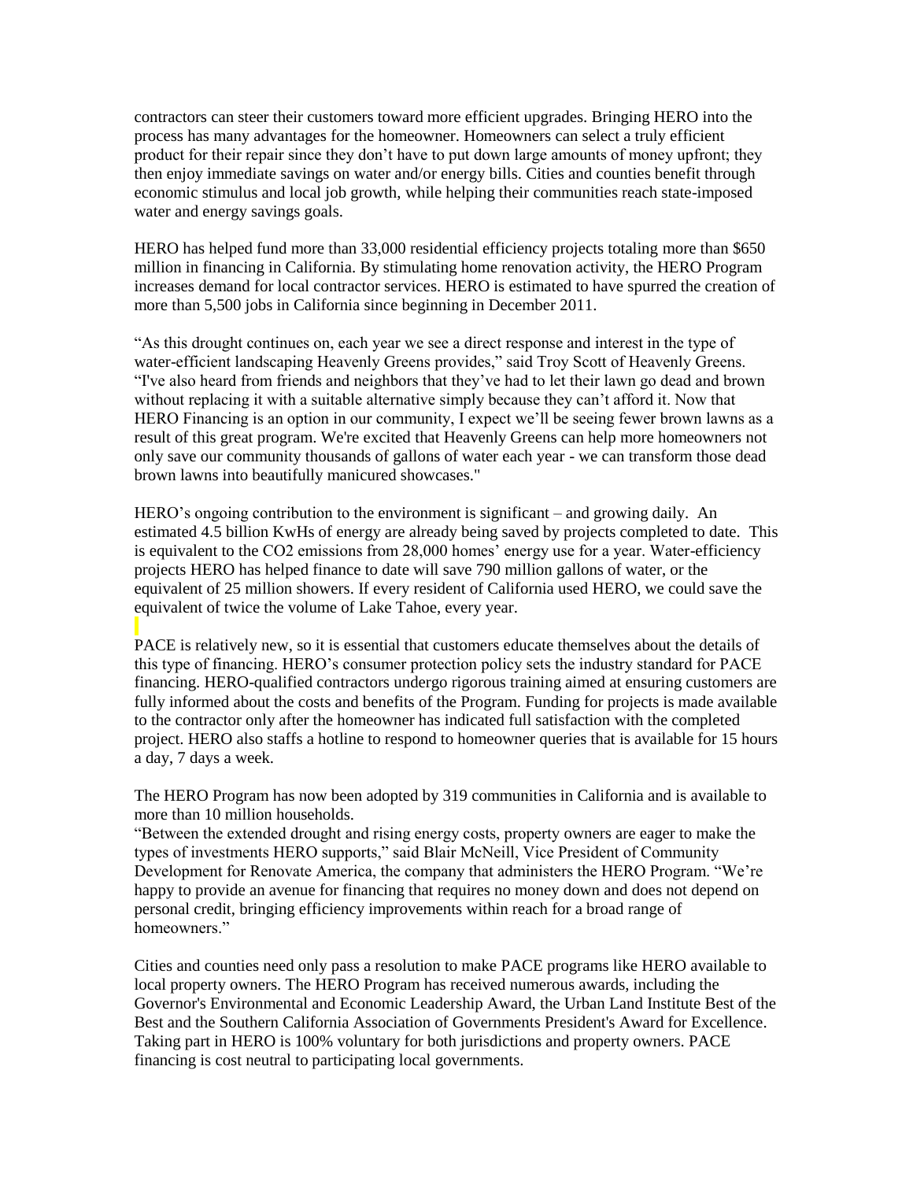contractors can steer their customers toward more efficient upgrades. Bringing HERO into the process has many advantages for the homeowner. Homeowners can select a truly efficient product for their repair since they don't have to put down large amounts of money upfront; they then enjoy immediate savings on water and/or energy bills. Cities and counties benefit through economic stimulus and local job growth, while helping their communities reach state-imposed water and energy savings goals.

HERO has helped fund more than 33,000 residential efficiency projects totaling more than $650 million in financing in California. By stimulating home renovation activity, the HERO Program increases demand for local contractor services. HERO is estimated to have spurred the creation of more than 5,500 jobs in California since beginning in December 2011.

"As this drought continues on, each year we see a direct response and interest in the type of water-efficient landscaping Heavenly Greens provides," said Troy Scott of Heavenly Greens. "I've also heard from friends and neighbors that they've had to let their lawn go dead and brown without replacing it with a suitable alternative simply because they can't afford it. Now that HERO Financing is an option in our community, I expect we'll be seeing fewer brown lawns as a result of this great program. We're excited that Heavenly Greens can help more homeowners not only save our community thousands of gallons of water each year - we can transform those dead brown lawns into beautifully manicured showcases."

HERO's ongoing contribution to the environment is significant – and growing daily. An estimated 4.5 billion KwHs of energy are already being saved by projects completed to date. This is equivalent to the $CO_2$ emissions from 28,000 homes' energy use for a year. Water-efficiency projects HERO has helped finance to date will save 790 million gallons of water, or the equivalent of 25 million showers. If every resident of California used HERO, we could save the equivalent of twice the volume of Lake Tahoe, every year.

PACE is relatively new, so it is essential that customers educate themselves about the details of this type of financing. HERO's consumer protection policy sets the industry standard for PACE financing. HERO-qualified contractors undergo rigorous training aimed at ensuring customers are fully informed about the costs and benefits of the Program. Funding for projects is made available to the contractor only after the homeowner has indicated full satisfaction with the completed project. HERO also staffs a hotline to respond to homeowner queries that is available for 15 hours a day, 7 days a week.

The HERO Program has now been adopted by 319 communities in California and is available to more than 10 million households.

"Between the extended drought and rising energy costs, property owners are eager to make the types of investments HERO supports," said Blair McNeill, Vice President of Community Development for Renovate America, the company that administers the HERO Program. "We're happy to provide an avenue for financing that requires no money down and does not depend on personal credit, bringing efficiency improvements within reach for a broad range of homeowners."

Cities and counties need only pass a resolution to make PACE programs like HERO available to local property owners. The HERO Program has received numerous awards, including the Governor's Environmental and Economic Leadership Award, the Urban Land Institute Best of the Best and the Southern California Association of Governments President's Award for Excellence. Taking part in HERO is 100% voluntary for both jurisdictions and property owners. PACE financing is cost neutral to participating local governments.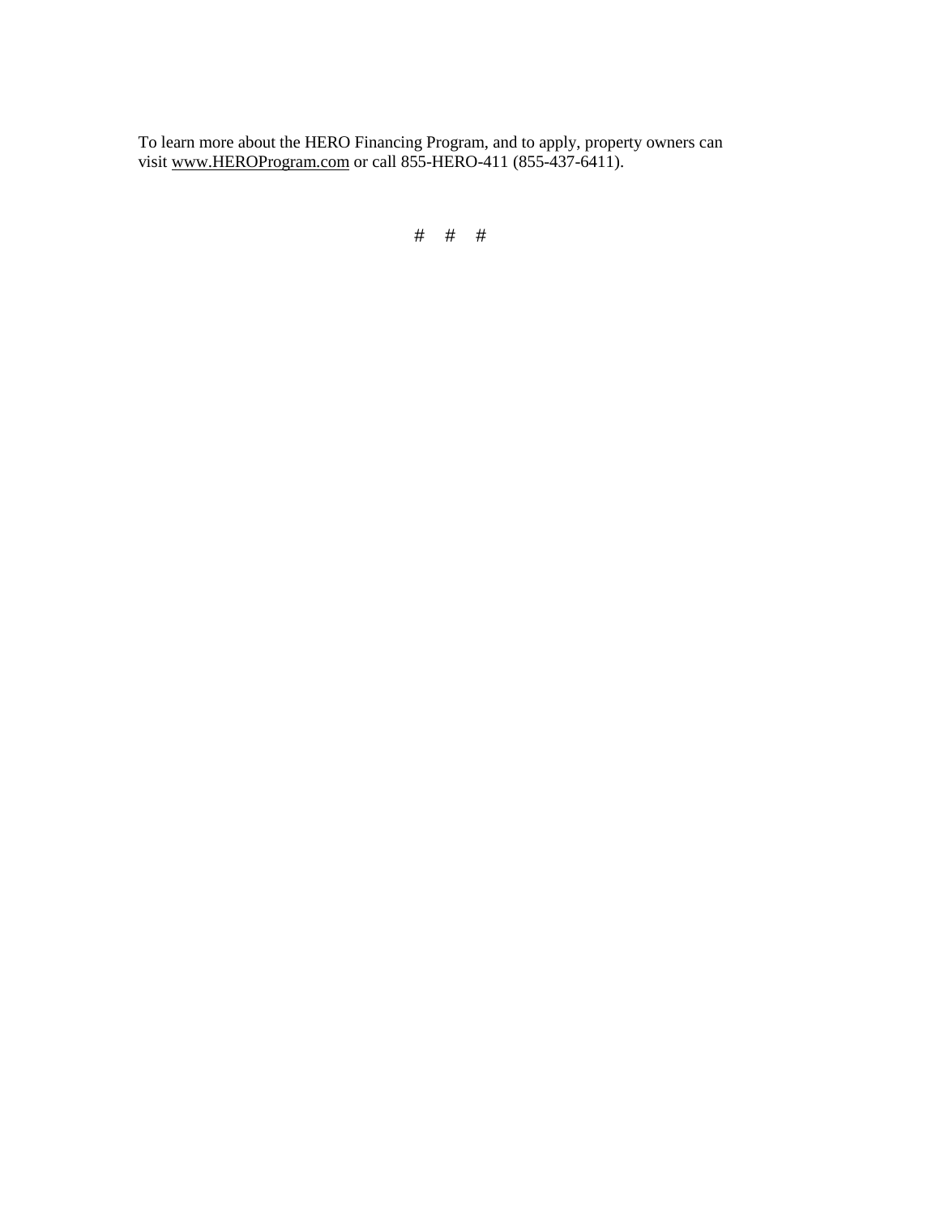To learn more about the HERO Financing Program, and to apply, property owners can visit www.HEROProgram.com or call 855-HERO-411 (855-437-6411).

# # #